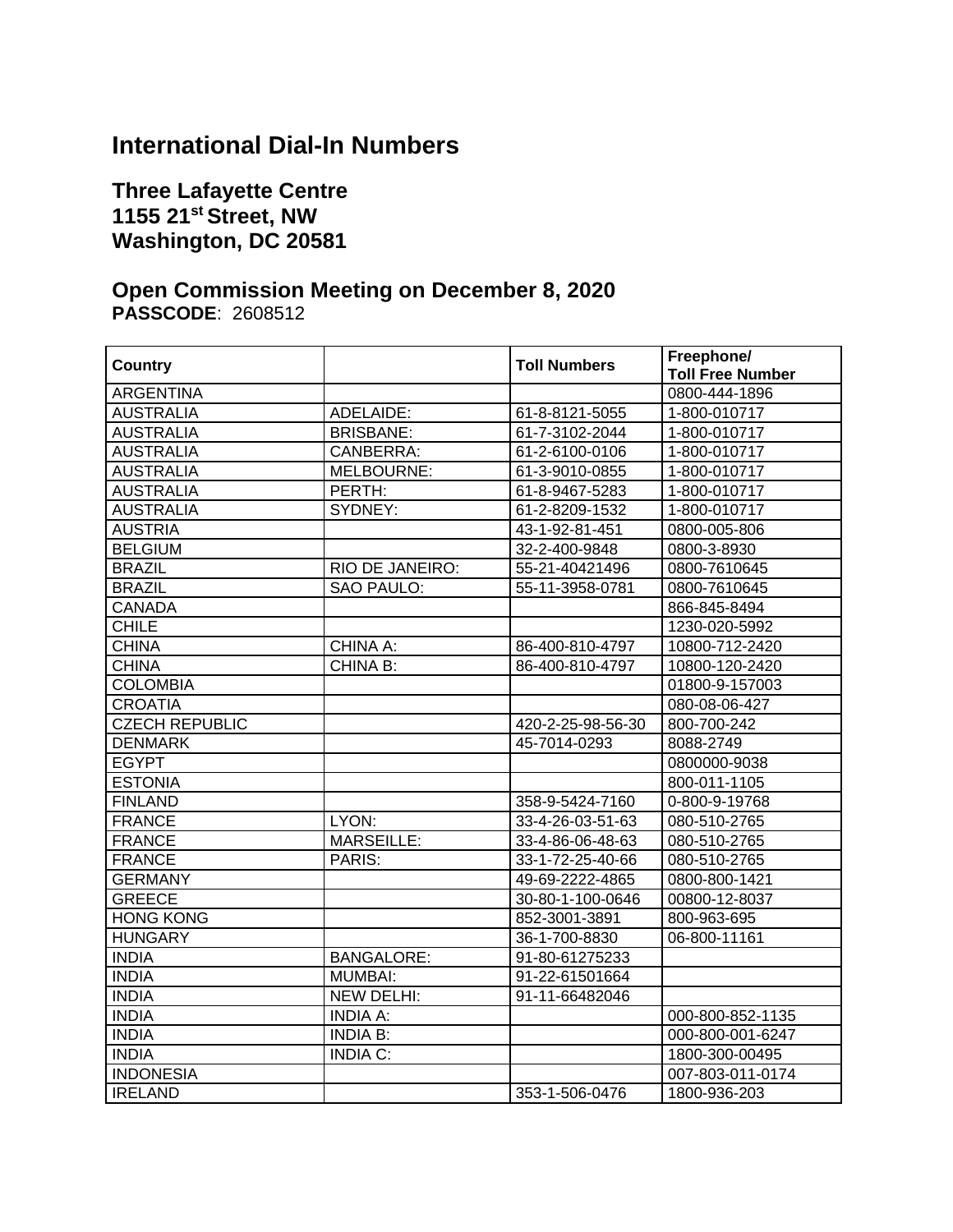# International Dial-In Numbers

## Three Lafayette Centre
## 1155 21st Street, NW
## Washington, DC 20581

## Open Commission Meeting on December 8, 2020

**PASSCODE**: 2608512

| Country | | Toll Numbers | Freephone/ Toll Free Number |
|---|---|---|---|
| ARGENTINA | | | 0800-444-1896 |
| AUSTRALIA | ADELAIDE: | 61-8-8121-5055 | 1-800-010717 |
| AUSTRALIA | BRISBANE: | 61-7-3102-2044 | 1-800-010717 |
| AUSTRALIA | CANBERRA: | 61-2-6100-0106 | 1-800-010717 |
| AUSTRALIA | MELBOURNE: | 61-3-9010-0855 | 1-800-010717 |
| AUSTRALIA | PERTH: | 61-8-9467-5283 | 1-800-010717 |
| AUSTRALIA | SYDNEY: | 61-2-8209-1532 | 1-800-010717 |
| AUSTRIA | | 43-1-92-81-451 | 0800-005-806 |
| BELGIUM | | 32-2-400-9848 | 0800-3-8930 |
| BRAZIL | RIO DE JANEIRO: | 55-21-40421496 | 0800-7610645 |
| BRAZIL | SAO PAULO: | 55-11-3958-0781 | 0800-7610645 |
| CANADA | | | 866-845-8494 |
| CHILE | | | 1230-020-5992 |
| CHINA | CHINA A: | 86-400-810-4797 | 10800-712-2420 |
| CHINA | CHINA B: | 86-400-810-4797 | 10800-120-2420 |
| COLOMBIA | | | 01800-9-157003 |
| CROATIA | | | 080-08-06-427 |
| CZECH REPUBLIC | | 420-2-25-98-56-30 | 800-700-242 |
| DENMARK | | 45-7014-0293 | 8088-2749 |
| EGYPT | | | 0800000-9038 |
| ESTONIA | | | 800-011-1105 |
| FINLAND | | 358-9-5424-7160 | 0-800-9-19768 |
| FRANCE | LYON: | 33-4-26-03-51-63 | 080-510-2765 |
| FRANCE | MARSEILLE: | 33-4-86-06-48-63 | 080-510-2765 |
| FRANCE | PARIS: | 33-1-72-25-40-66 | 080-510-2765 |
| GERMANY | | 49-69-2222-4865 | 0800-800-1421 |
| GREECE | | 30-80-1-100-0646 | 00800-12-8037 |
| HONG KONG | | 852-3001-3891 | 800-963-695 |
| HUNGARY | | 36-1-700-8830 | 06-800-11161 |
| INDIA | BANGALORE: | 91-80-61275233 | |
| INDIA | MUMBAI: | 91-22-61501664 | |
| INDIA | NEW DELHI: | 91-11-66482046 | |
| INDIA | INDIA A: | | 000-800-852-1135 |
| INDIA | INDIA B: | | 000-800-001-6247 |
| INDIA | INDIA C: | | 1800-300-00495 |
| INDONESIA | | | 007-803-011-0174 |
| IRELAND | | 353-1-506-0476 | 1800-936-203 |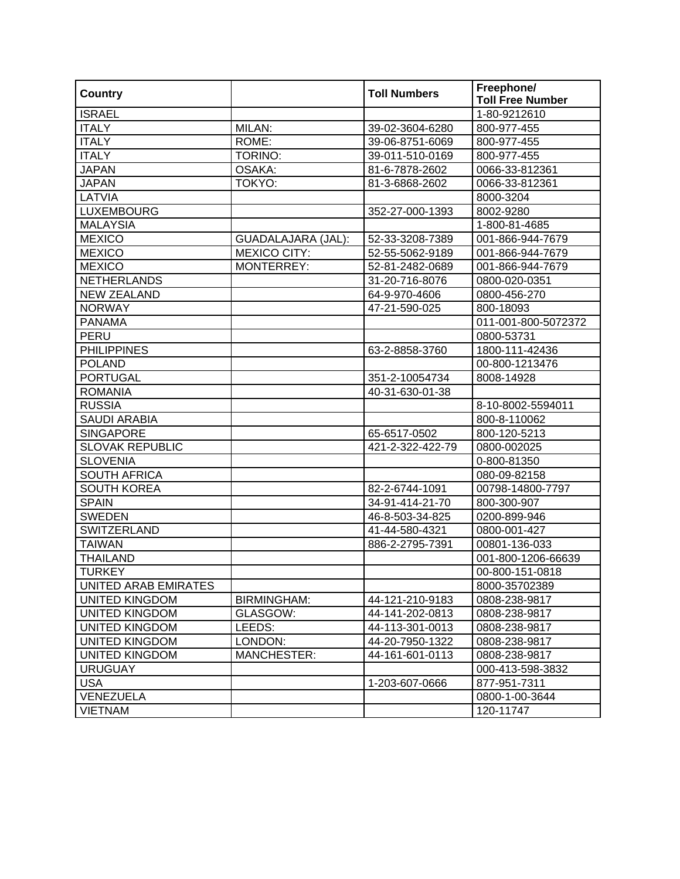| Country | | Toll Numbers | Freephone/ Toll Free Number |
|---|---|---|---|
| ISRAEL | | | 1-80-9212610 |
| ITALY | MILAN: | 39-02-3604-6280 | 800-977-455 |
| ITALY | ROME: | 39-06-8751-6069 | 800-977-455 |
| ITALY | TORINO: | 39-011-510-0169 | 800-977-455 |
| JAPAN | OSAKA: | 81-6-7878-2602 | 0066-33-812361 |
| JAPAN | TOKYO: | 81-3-6868-2602 | 0066-33-812361 |
| LATVIA | | | 8000-3204 |
| LUXEMBOURG | | 352-27-000-1393 | 8002-9280 |
| MALAYSIA | | | 1-800-81-4685 |
| MEXICO | GUADALAJARA (JAL): | 52-33-3208-7389 | 001-866-944-7679 |
| MEXICO | MEXICO CITY: | 52-55-5062-9189 | 001-866-944-7679 |
| MEXICO | MONTERREY: | 52-81-2482-0689 | 001-866-944-7679 |
| NETHERLANDS | | 31-20-716-8076 | 0800-020-0351 |
| NEW ZEALAND | | 64-9-970-4606 | 0800-456-270 |
| NORWAY | | 47-21-590-025 | 800-18093 |
| PANAMA | | | 011-001-800-5072372 |
| PERU | | | 0800-53731 |
| PHILIPPINES | | 63-2-8858-3760 | 1800-111-42436 |
| POLAND | | | 00-800-1213476 |
| PORTUGAL | | 351-2-10054734 | 8008-14928 |
| ROMANIA | | 40-31-630-01-38 | |
| RUSSIA | | | 8-10-8002-5594011 |
| SAUDI ARABIA | | | 800-8-110062 |
| SINGAPORE | | 65-6517-0502 | 800-120-5213 |
| SLOVAK REPUBLIC | | 421-2-322-422-79 | 0800-002025 |
| SLOVENIA | | | 0-800-81350 |
| SOUTH AFRICA | | | 080-09-82158 |
| SOUTH KOREA | | 82-2-6744-1091 | 00798-14800-7797 |
| SPAIN | | 34-91-414-21-70 | 800-300-907 |
| SWEDEN | | 46-8-503-34-825 | 0200-899-946 |
| SWITZERLAND | | 41-44-580-4321 | 0800-001-427 |
| TAIWAN | | 886-2-2795-7391 | 00801-136-033 |
| THAILAND | | | 001-800-1206-66639 |
| TURKEY | | | 00-800-151-0818 |
| UNITED ARAB EMIRATES | | | 8000-35702389 |
| UNITED KINGDOM | BIRMINGHAM: | 44-121-210-9183 | 0808-238-9817 |
| UNITED KINGDOM | GLASGOW: | 44-141-202-0813 | 0808-238-9817 |
| UNITED KINGDOM | LEEDS: | 44-113-301-0013 | 0808-238-9817 |
| UNITED KINGDOM | LONDON: | 44-20-7950-1322 | 0808-238-9817 |
| UNITED KINGDOM | MANCHESTER: | 44-161-601-0113 | 0808-238-9817 |
| URUGUAY | | | 000-413-598-3832 |
| USA | | 1-203-607-0666 | 877-951-7311 |
| VENEZUELA | | | 0800-1-00-3644 |
| VIETNAM | | | 120-11747 |